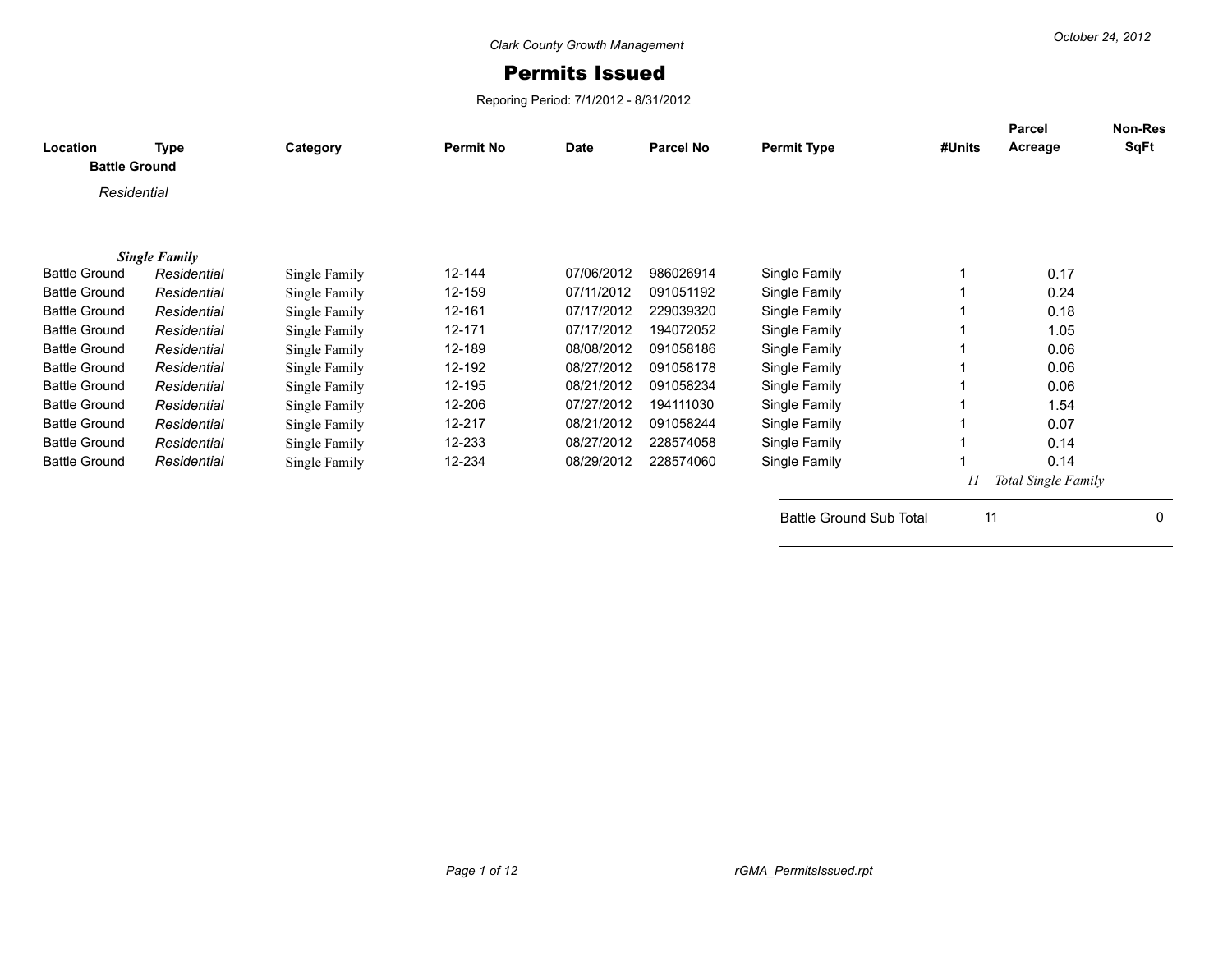Clark County Growth Management

# Permits Issued

Reporing Period: 7/1/2012 - 8/31/2012

October 24, 2012

**Battle Ground**

*Residential*

***Single Family***

| Location | Type | Category | Permit No | Date | Parcel No | Permit Type | #Units | Parcel Acreage | Non-Res SqFt |
|---|---|---|---|---|---|---|---|---|---|
| Battle Ground | *Residential* | Single Family | 12-144 | 07/06/2012 | 986026914 | Single Family | 1 | 0.17 | |
| Battle Ground | *Residential* | Single Family | 12-159 | 07/11/2012 | 091051192 | Single Family | 1 | 0.24 | |
| Battle Ground | *Residential* | Single Family | 12-161 | 07/17/2012 | 229039320 | Single Family | 1 | 0.18 | |
| Battle Ground | *Residential* | Single Family | 12-171 | 07/17/2012 | 194072052 | Single Family | 1 | 1.05 | |
| Battle Ground | *Residential* | Single Family | 12-189 | 08/08/2012 | 091058186 | Single Family | 1 | 0.06 | |
| Battle Ground | *Residential* | Single Family | 12-192 | 08/27/2012 | 091058178 | Single Family | 1 | 0.06 | |
| Battle Ground | *Residential* | Single Family | 12-195 | 08/21/2012 | 091058234 | Single Family | 1 | 0.06 | |
| Battle Ground | *Residential* | Single Family | 12-206 | 07/27/2012 | 194111030 | Single Family | 1 | 1.54 | |
| Battle Ground | *Residential* | Single Family | 12-217 | 08/21/2012 | 091058244 | Single Family | 1 | 0.07 | |
| Battle Ground | *Residential* | Single Family | 12-233 | 08/27/2012 | 228574058 | Single Family | 1 | 0.14 | |
| Battle Ground | *Residential* | Single Family | 12-234 | 08/29/2012 | 228574060 | Single Family | 1 | 0.14 | |
| | | | | | | | *11* | *Total Single Family* | |
| | | | | | | Battle Ground Sub Total | 11 | | 0 |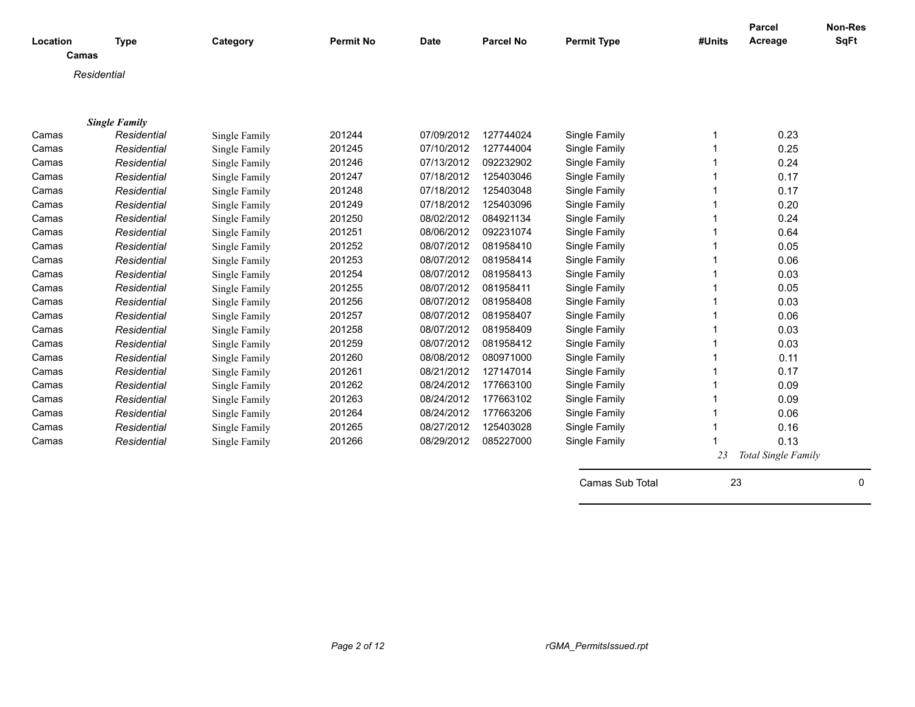| Location | Type | Category | Permit No | Date | Parcel No | Permit Type | #Units | Parcel Acreage | Non-Res SqFt |
|---|---|---|---|---|---|---|---|---|---|
| **Camas** | | | | | | | | | |
| *Residential* | | | | | | | | | |
| ***Single Family*** | | | | | | | | | |
| Camas | *Residential* | Single Family | 201244 | 07/09/2012 | 127744024 | Single Family | 1 | 0.23 | |
| Camas | *Residential* | Single Family | 201245 | 07/10/2012 | 127744004 | Single Family | 1 | 0.25 | |
| Camas | *Residential* | Single Family | 201246 | 07/13/2012 | 092232902 | Single Family | 1 | 0.24 | |
| Camas | *Residential* | Single Family | 201247 | 07/18/2012 | 125403046 | Single Family | 1 | 0.17 | |
| Camas | *Residential* | Single Family | 201248 | 07/18/2012 | 125403048 | Single Family | 1 | 0.17 | |
| Camas | *Residential* | Single Family | 201249 | 07/18/2012 | 125403096 | Single Family | 1 | 0.20 | |
| Camas | *Residential* | Single Family | 201250 | 08/02/2012 | 084921134 | Single Family | 1 | 0.24 | |
| Camas | *Residential* | Single Family | 201251 | 08/06/2012 | 092231074 | Single Family | 1 | 0.64 | |
| Camas | *Residential* | Single Family | 201252 | 08/07/2012 | 081958410 | Single Family | 1 | 0.05 | |
| Camas | *Residential* | Single Family | 201253 | 08/07/2012 | 081958414 | Single Family | 1 | 0.06 | |
| Camas | *Residential* | Single Family | 201254 | 08/07/2012 | 081958413 | Single Family | 1 | 0.03 | |
| Camas | *Residential* | Single Family | 201255 | 08/07/2012 | 081958411 | Single Family | 1 | 0.05 | |
| Camas | *Residential* | Single Family | 201256 | 08/07/2012 | 081958408 | Single Family | 1 | 0.03 | |
| Camas | *Residential* | Single Family | 201257 | 08/07/2012 | 081958407 | Single Family | 1 | 0.06 | |
| Camas | *Residential* | Single Family | 201258 | 08/07/2012 | 081958409 | Single Family | 1 | 0.03 | |
| Camas | *Residential* | Single Family | 201259 | 08/07/2012 | 081958412 | Single Family | 1 | 0.03 | |
| Camas | *Residential* | Single Family | 201260 | 08/08/2012 | 080971000 | Single Family | 1 | 0.11 | |
| Camas | *Residential* | Single Family | 201261 | 08/21/2012 | 127147014 | Single Family | 1 | 0.17 | |
| Camas | *Residential* | Single Family | 201262 | 08/24/2012 | 177663100 | Single Family | 1 | 0.09 | |
| Camas | *Residential* | Single Family | 201263 | 08/24/2012 | 177663102 | Single Family | 1 | 0.09 | |
| Camas | *Residential* | Single Family | 201264 | 08/24/2012 | 177663206 | Single Family | 1 | 0.06 | |
| Camas | *Residential* | Single Family | 201265 | 08/27/2012 | 125403028 | Single Family | 1 | 0.16 | |
| Camas | *Residential* | Single Family | 201266 | 08/29/2012 | 085227000 | Single Family | 1 | 0.13 | |
| | | | | | | | *23* | *Total Single Family* | |
| | | | | | | Camas Sub Total | 23 | | 0 |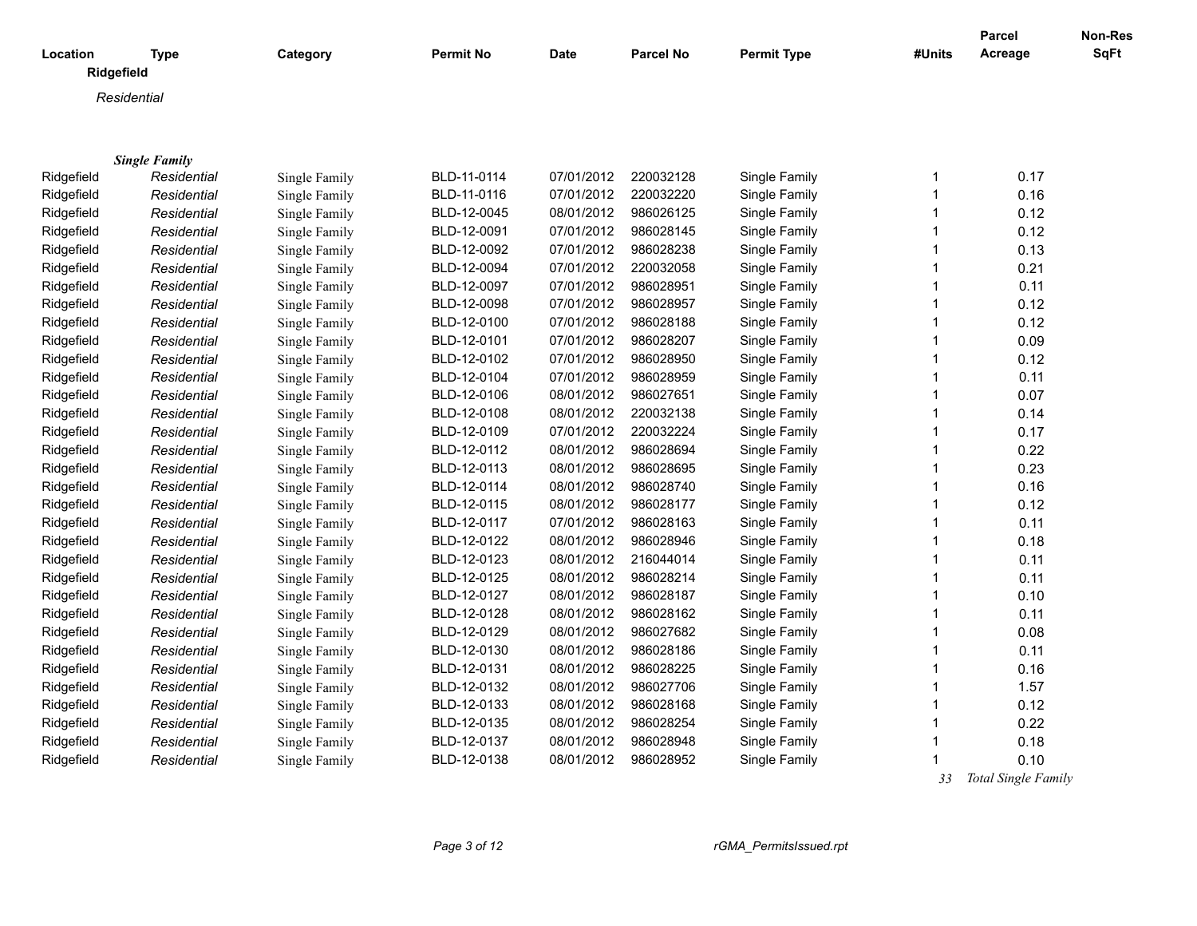| Location | Type | Category | Permit No | Date | Parcel No | Permit Type | #Units | Parcel Acreage | Non-Res SqFt |
|---|---|---|---|---|---|---|---|---|---|
| **Ridgefield** | | | | | | | | | |
| *Residential* | | | | | | | | | |
| ***Single Family*** | | | | | | | | | |
| Ridgefield | *Residential* | Single Family | BLD-11-0114 | 07/01/2012 | 220032128 | Single Family | 1 | 0.17 | |
| Ridgefield | *Residential* | Single Family | BLD-11-0116 | 07/01/2012 | 220032220 | Single Family | 1 | 0.16 | |
| Ridgefield | *Residential* | Single Family | BLD-12-0045 | 08/01/2012 | 986026125 | Single Family | 1 | 0.12 | |
| Ridgefield | *Residential* | Single Family | BLD-12-0091 | 07/01/2012 | 986028145 | Single Family | 1 | 0.12 | |
| Ridgefield | *Residential* | Single Family | BLD-12-0092 | 07/01/2012 | 986028238 | Single Family | 1 | 0.13 | |
| Ridgefield | *Residential* | Single Family | BLD-12-0094 | 07/01/2012 | 220032058 | Single Family | 1 | 0.21 | |
| Ridgefield | *Residential* | Single Family | BLD-12-0097 | 07/01/2012 | 986028951 | Single Family | 1 | 0.11 | |
| Ridgefield | *Residential* | Single Family | BLD-12-0098 | 07/01/2012 | 986028957 | Single Family | 1 | 0.12 | |
| Ridgefield | *Residential* | Single Family | BLD-12-0100 | 07/01/2012 | 986028188 | Single Family | 1 | 0.12 | |
| Ridgefield | *Residential* | Single Family | BLD-12-0101 | 07/01/2012 | 986028207 | Single Family | 1 | 0.09 | |
| Ridgefield | *Residential* | Single Family | BLD-12-0102 | 07/01/2012 | 986028950 | Single Family | 1 | 0.12 | |
| Ridgefield | *Residential* | Single Family | BLD-12-0104 | 07/01/2012 | 986028959 | Single Family | 1 | 0.11 | |
| Ridgefield | *Residential* | Single Family | BLD-12-0106 | 08/01/2012 | 986027651 | Single Family | 1 | 0.07 | |
| Ridgefield | *Residential* | Single Family | BLD-12-0108 | 08/01/2012 | 220032138 | Single Family | 1 | 0.14 | |
| Ridgefield | *Residential* | Single Family | BLD-12-0109 | 07/01/2012 | 220032224 | Single Family | 1 | 0.17 | |
| Ridgefield | *Residential* | Single Family | BLD-12-0112 | 08/01/2012 | 986028694 | Single Family | 1 | 0.22 | |
| Ridgefield | *Residential* | Single Family | BLD-12-0113 | 08/01/2012 | 986028695 | Single Family | 1 | 0.23 | |
| Ridgefield | *Residential* | Single Family | BLD-12-0114 | 08/01/2012 | 986028740 | Single Family | 1 | 0.16 | |
| Ridgefield | *Residential* | Single Family | BLD-12-0115 | 08/01/2012 | 986028177 | Single Family | 1 | 0.12 | |
| Ridgefield | *Residential* | Single Family | BLD-12-0117 | 07/01/2012 | 986028163 | Single Family | 1 | 0.11 | |
| Ridgefield | *Residential* | Single Family | BLD-12-0122 | 08/01/2012 | 986028946 | Single Family | 1 | 0.18 | |
| Ridgefield | *Residential* | Single Family | BLD-12-0123 | 08/01/2012 | 216044014 | Single Family | 1 | 0.11 | |
| Ridgefield | *Residential* | Single Family | BLD-12-0125 | 08/01/2012 | 986028214 | Single Family | 1 | 0.11 | |
| Ridgefield | *Residential* | Single Family | BLD-12-0127 | 08/01/2012 | 986028187 | Single Family | 1 | 0.10 | |
| Ridgefield | *Residential* | Single Family | BLD-12-0128 | 08/01/2012 | 986028162 | Single Family | 1 | 0.11 | |
| Ridgefield | *Residential* | Single Family | BLD-12-0129 | 08/01/2012 | 986027682 | Single Family | 1 | 0.08 | |
| Ridgefield | *Residential* | Single Family | BLD-12-0130 | 08/01/2012 | 986028186 | Single Family | 1 | 0.11 | |
| Ridgefield | *Residential* | Single Family | BLD-12-0131 | 08/01/2012 | 986028225 | Single Family | 1 | 0.16 | |
| Ridgefield | *Residential* | Single Family | BLD-12-0132 | 08/01/2012 | 986027706 | Single Family | 1 | 1.57 | |
| Ridgefield | *Residential* | Single Family | BLD-12-0133 | 08/01/2012 | 986028168 | Single Family | 1 | 0.12 | |
| Ridgefield | *Residential* | Single Family | BLD-12-0135 | 08/01/2012 | 986028254 | Single Family | 1 | 0.22 | |
| Ridgefield | *Residential* | Single Family | BLD-12-0137 | 08/01/2012 | 986028948 | Single Family | 1 | 0.18 | |
| Ridgefield | *Residential* | Single Family | BLD-12-0138 | 08/01/2012 | 986028952 | Single Family | 1 | 0.10 | |
| | | | | | | | *33* | *Total Single Family* | |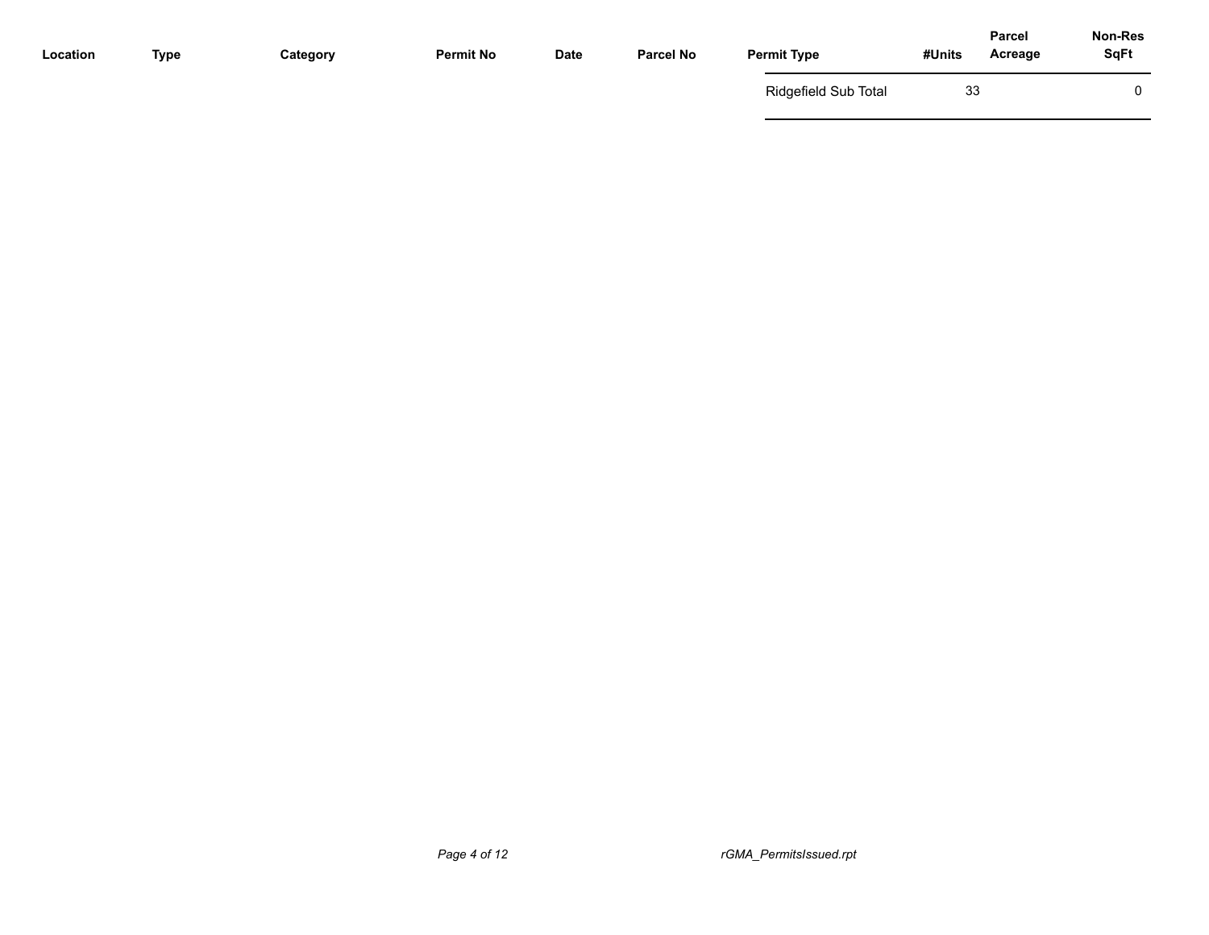| Location | Type | Category | Permit No | Date | Parcel No | Permit Type | #Units | Parcel Acreage | Non-Res SqFt |
|---|---|---|---|---|---|---|---|---|---|
| | | | | | | Ridgefield Sub Total | 33 | | 0 |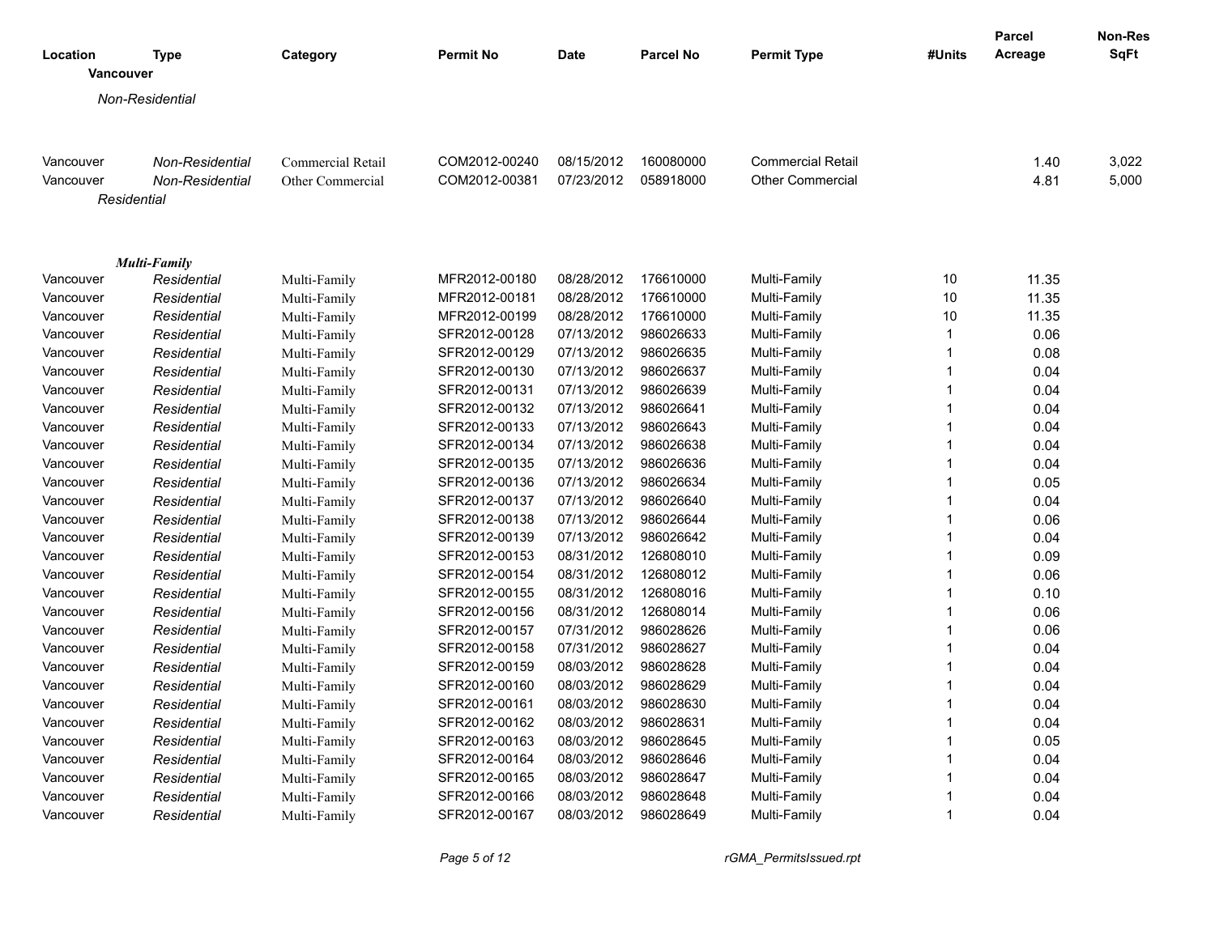| Location | Type | Category | Permit No | Date | Parcel No | Permit Type | #Units | Parcel Acreage | Non-Res SqFt |
|---|---|---|---|---|---|---|---|---|---|
| **Vancouver** | | | | | | | | | |
| *Non-Residential* | | | | | | | | | |
| Vancouver | *Non-Residential* | Commercial Retail | COM2012-00240 | 08/15/2012 | 160080000 | Commercial Retail | | 1.40 | 3,022 |
| Vancouver | *Non-Residential* | Other Commercial | COM2012-00381 | 07/23/2012 | 058918000 | Other Commercial | | 4.81 | 5,000 |
| *Residential* | | | | | | | | | |
| ***Multi-Family*** | | | | | | | | | |
| Vancouver | *Residential* | Multi-Family | MFR2012-00180 | 08/28/2012 | 176610000 | Multi-Family | 10 | 11.35 | |
| Vancouver | *Residential* | Multi-Family | MFR2012-00181 | 08/28/2012 | 176610000 | Multi-Family | 10 | 11.35 | |
| Vancouver | *Residential* | Multi-Family | MFR2012-00199 | 08/28/2012 | 176610000 | Multi-Family | 10 | 11.35 | |
| Vancouver | *Residential* | Multi-Family | SFR2012-00128 | 07/13/2012 | 986026633 | Multi-Family | 1 | 0.06 | |
| Vancouver | *Residential* | Multi-Family | SFR2012-00129 | 07/13/2012 | 986026635 | Multi-Family | 1 | 0.08 | |
| Vancouver | *Residential* | Multi-Family | SFR2012-00130 | 07/13/2012 | 986026637 | Multi-Family | 1 | 0.04 | |
| Vancouver | *Residential* | Multi-Family | SFR2012-00131 | 07/13/2012 | 986026639 | Multi-Family | 1 | 0.04 | |
| Vancouver | *Residential* | Multi-Family | SFR2012-00132 | 07/13/2012 | 986026641 | Multi-Family | 1 | 0.04 | |
| Vancouver | *Residential* | Multi-Family | SFR2012-00133 | 07/13/2012 | 986026643 | Multi-Family | 1 | 0.04 | |
| Vancouver | *Residential* | Multi-Family | SFR2012-00134 | 07/13/2012 | 986026638 | Multi-Family | 1 | 0.04 | |
| Vancouver | *Residential* | Multi-Family | SFR2012-00135 | 07/13/2012 | 986026636 | Multi-Family | 1 | 0.04 | |
| Vancouver | *Residential* | Multi-Family | SFR2012-00136 | 07/13/2012 | 986026634 | Multi-Family | 1 | 0.05 | |
| Vancouver | *Residential* | Multi-Family | SFR2012-00137 | 07/13/2012 | 986026640 | Multi-Family | 1 | 0.04 | |
| Vancouver | *Residential* | Multi-Family | SFR2012-00138 | 07/13/2012 | 986026644 | Multi-Family | 1 | 0.06 | |
| Vancouver | *Residential* | Multi-Family | SFR2012-00139 | 07/13/2012 | 986026642 | Multi-Family | 1 | 0.04 | |
| Vancouver | *Residential* | Multi-Family | SFR2012-00153 | 08/31/2012 | 126808010 | Multi-Family | 1 | 0.09 | |
| Vancouver | *Residential* | Multi-Family | SFR2012-00154 | 08/31/2012 | 126808012 | Multi-Family | 1 | 0.06 | |
| Vancouver | *Residential* | Multi-Family | SFR2012-00155 | 08/31/2012 | 126808016 | Multi-Family | 1 | 0.10 | |
| Vancouver | *Residential* | Multi-Family | SFR2012-00156 | 08/31/2012 | 126808014 | Multi-Family | 1 | 0.06 | |
| Vancouver | *Residential* | Multi-Family | SFR2012-00157 | 07/31/2012 | 986028626 | Multi-Family | 1 | 0.06 | |
| Vancouver | *Residential* | Multi-Family | SFR2012-00158 | 07/31/2012 | 986028627 | Multi-Family | 1 | 0.04 | |
| Vancouver | *Residential* | Multi-Family | SFR2012-00159 | 08/03/2012 | 986028628 | Multi-Family | 1 | 0.04 | |
| Vancouver | *Residential* | Multi-Family | SFR2012-00160 | 08/03/2012 | 986028629 | Multi-Family | 1 | 0.04 | |
| Vancouver | *Residential* | Multi-Family | SFR2012-00161 | 08/03/2012 | 986028630 | Multi-Family | 1 | 0.04 | |
| Vancouver | *Residential* | Multi-Family | SFR2012-00162 | 08/03/2012 | 986028631 | Multi-Family | 1 | 0.04 | |
| Vancouver | *Residential* | Multi-Family | SFR2012-00163 | 08/03/2012 | 986028645 | Multi-Family | 1 | 0.05 | |
| Vancouver | *Residential* | Multi-Family | SFR2012-00164 | 08/03/2012 | 986028646 | Multi-Family | 1 | 0.04 | |
| Vancouver | *Residential* | Multi-Family | SFR2012-00165 | 08/03/2012 | 986028647 | Multi-Family | 1 | 0.04 | |
| Vancouver | *Residential* | Multi-Family | SFR2012-00166 | 08/03/2012 | 986028648 | Multi-Family | 1 | 0.04 | |
| Vancouver | *Residential* | Multi-Family | SFR2012-00167 | 08/03/2012 | 986028649 | Multi-Family | 1 | 0.04 | |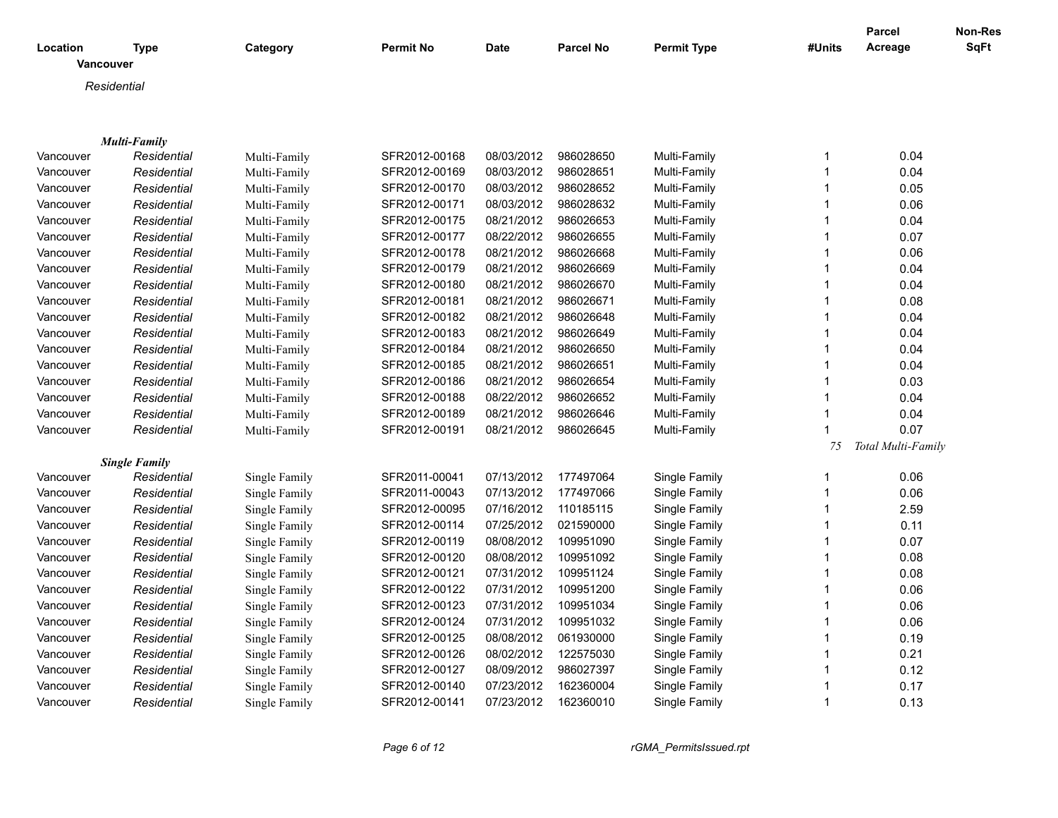| Location | Type | Category | Permit No | Date | Parcel No | Permit Type | #Units | Parcel Acreage | Non-Res SqFt |
|---|---|---|---|---|---|---|---|---|---|
| **Vancouver** | | | | | | | | | |
| *Residential* | | | | | | | | | |
| ***Multi-Family*** | | | | | | | | | |
| Vancouver | *Residential* | Multi-Family | SFR2012-00168 | 08/03/2012 | 986028650 | Multi-Family | 1 | 0.04 | |
| Vancouver | *Residential* | Multi-Family | SFR2012-00169 | 08/03/2012 | 986028651 | Multi-Family | 1 | 0.04 | |
| Vancouver | *Residential* | Multi-Family | SFR2012-00170 | 08/03/2012 | 986028652 | Multi-Family | 1 | 0.05 | |
| Vancouver | *Residential* | Multi-Family | SFR2012-00171 | 08/03/2012 | 986028632 | Multi-Family | 1 | 0.06 | |
| Vancouver | *Residential* | Multi-Family | SFR2012-00175 | 08/21/2012 | 986026653 | Multi-Family | 1 | 0.04 | |
| Vancouver | *Residential* | Multi-Family | SFR2012-00177 | 08/22/2012 | 986026655 | Multi-Family | 1 | 0.07 | |
| Vancouver | *Residential* | Multi-Family | SFR2012-00178 | 08/21/2012 | 986026668 | Multi-Family | 1 | 0.06 | |
| Vancouver | *Residential* | Multi-Family | SFR2012-00179 | 08/21/2012 | 986026669 | Multi-Family | 1 | 0.04 | |
| Vancouver | *Residential* | Multi-Family | SFR2012-00180 | 08/21/2012 | 986026670 | Multi-Family | 1 | 0.04 | |
| Vancouver | *Residential* | Multi-Family | SFR2012-00181 | 08/21/2012 | 986026671 | Multi-Family | 1 | 0.08 | |
| Vancouver | *Residential* | Multi-Family | SFR2012-00182 | 08/21/2012 | 986026648 | Multi-Family | 1 | 0.04 | |
| Vancouver | *Residential* | Multi-Family | SFR2012-00183 | 08/21/2012 | 986026649 | Multi-Family | 1 | 0.04 | |
| Vancouver | *Residential* | Multi-Family | SFR2012-00184 | 08/21/2012 | 986026650 | Multi-Family | 1 | 0.04 | |
| Vancouver | *Residential* | Multi-Family | SFR2012-00185 | 08/21/2012 | 986026651 | Multi-Family | 1 | 0.04 | |
| Vancouver | *Residential* | Multi-Family | SFR2012-00186 | 08/21/2012 | 986026654 | Multi-Family | 1 | 0.03 | |
| Vancouver | *Residential* | Multi-Family | SFR2012-00188 | 08/22/2012 | 986026652 | Multi-Family | 1 | 0.04 | |
| Vancouver | *Residential* | Multi-Family | SFR2012-00189 | 08/21/2012 | 986026646 | Multi-Family | 1 | 0.04 | |
| Vancouver | *Residential* | Multi-Family | SFR2012-00191 | 08/21/2012 | 986026645 | Multi-Family | 1 | 0.07 | |
| | | | | | | | *75* | *Total Multi-Family* | |
| ***Single Family*** | | | | | | | | | |
| Vancouver | *Residential* | Single Family | SFR2011-00041 | 07/13/2012 | 177497064 | Single Family | 1 | 0.06 | |
| Vancouver | *Residential* | Single Family | SFR2011-00043 | 07/13/2012 | 177497066 | Single Family | 1 | 0.06 | |
| Vancouver | *Residential* | Single Family | SFR2012-00095 | 07/16/2012 | 110185115 | Single Family | 1 | 2.59 | |
| Vancouver | *Residential* | Single Family | SFR2012-00114 | 07/25/2012 | 021590000 | Single Family | 1 | 0.11 | |
| Vancouver | *Residential* | Single Family | SFR2012-00119 | 08/08/2012 | 109951090 | Single Family | 1 | 0.07 | |
| Vancouver | *Residential* | Single Family | SFR2012-00120 | 08/08/2012 | 109951092 | Single Family | 1 | 0.08 | |
| Vancouver | *Residential* | Single Family | SFR2012-00121 | 07/31/2012 | 109951124 | Single Family | 1 | 0.08 | |
| Vancouver | *Residential* | Single Family | SFR2012-00122 | 07/31/2012 | 109951200 | Single Family | 1 | 0.06 | |
| Vancouver | *Residential* | Single Family | SFR2012-00123 | 07/31/2012 | 109951034 | Single Family | 1 | 0.06 | |
| Vancouver | *Residential* | Single Family | SFR2012-00124 | 07/31/2012 | 109951032 | Single Family | 1 | 0.06 | |
| Vancouver | *Residential* | Single Family | SFR2012-00125 | 08/08/2012 | 061930000 | Single Family | 1 | 0.19 | |
| Vancouver | *Residential* | Single Family | SFR2012-00126 | 08/02/2012 | 122575030 | Single Family | 1 | 0.21 | |
| Vancouver | *Residential* | Single Family | SFR2012-00127 | 08/09/2012 | 986027397 | Single Family | 1 | 0.12 | |
| Vancouver | *Residential* | Single Family | SFR2012-00140 | 07/23/2012 | 162360004 | Single Family | 1 | 0.17 | |
| Vancouver | *Residential* | Single Family | SFR2012-00141 | 07/23/2012 | 162360010 | Single Family | 1 | 0.13 | |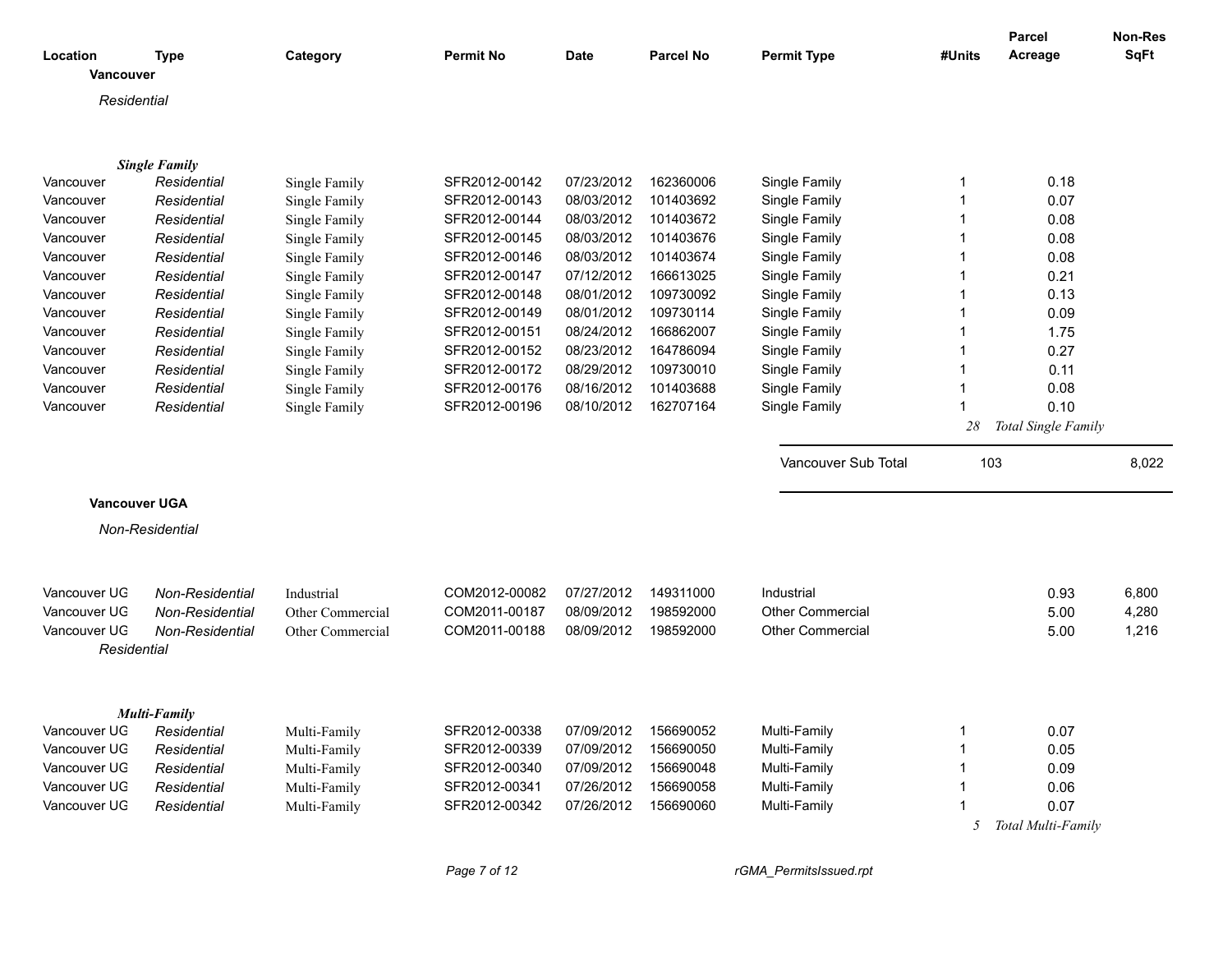| Location | Type | Category | Permit No | Date | Parcel No | Permit Type | #Units | Parcel Acreage | Non-Res SqFt |
|---|---|---|---|---|---|---|---|---|---|
| **Vancouver** | | | | | | | | | |
| *Residential* | | | | | | | | | |
| ***Single Family*** | | | | | | | | | |
| Vancouver | *Residential* | Single Family | SFR2012-00142 | 07/23/2012 | 162360006 | Single Family | 1 | 0.18 | |
| Vancouver | *Residential* | Single Family | SFR2012-00143 | 08/03/2012 | 101403692 | Single Family | 1 | 0.07 | |
| Vancouver | *Residential* | Single Family | SFR2012-00144 | 08/03/2012 | 101403672 | Single Family | 1 | 0.08 | |
| Vancouver | *Residential* | Single Family | SFR2012-00145 | 08/03/2012 | 101403676 | Single Family | 1 | 0.08 | |
| Vancouver | *Residential* | Single Family | SFR2012-00146 | 08/03/2012 | 101403674 | Single Family | 1 | 0.08 | |
| Vancouver | *Residential* | Single Family | SFR2012-00147 | 07/12/2012 | 166613025 | Single Family | 1 | 0.21 | |
| Vancouver | *Residential* | Single Family | SFR2012-00148 | 08/01/2012 | 109730092 | Single Family | 1 | 0.13 | |
| Vancouver | *Residential* | Single Family | SFR2012-00149 | 08/01/2012 | 109730114 | Single Family | 1 | 0.09 | |
| Vancouver | *Residential* | Single Family | SFR2012-00151 | 08/24/2012 | 166862007 | Single Family | 1 | 1.75 | |
| Vancouver | *Residential* | Single Family | SFR2012-00152 | 08/23/2012 | 164786094 | Single Family | 1 | 0.27 | |
| Vancouver | *Residential* | Single Family | SFR2012-00172 | 08/29/2012 | 109730010 | Single Family | 1 | 0.11 | |
| Vancouver | *Residential* | Single Family | SFR2012-00176 | 08/16/2012 | 101403688 | Single Family | 1 | 0.08 | |
| Vancouver | *Residential* | Single Family | SFR2012-00196 | 08/10/2012 | 162707164 | Single Family | 1 | 0.10 | |
| | | | | | | | *28* | *Total Single Family* | |
| | | | | | | Vancouver Sub Total | 103 | | 8,022 |
| **Vancouver UGA** | | | | | | | | | |
| *Non-Residential* | | | | | | | | | |
| Vancouver UG | *Non-Residential* | Industrial | COM2012-00082 | 07/27/2012 | 149311000 | Industrial | | 0.93 | 6,800 |
| Vancouver UG | *Non-Residential* | Other Commercial | COM2011-00187 | 08/09/2012 | 198592000 | Other Commercial | | 5.00 | 4,280 |
| Vancouver UG | *Non-Residential* | Other Commercial | COM2011-00188 | 08/09/2012 | 198592000 | Other Commercial | | 5.00 | 1,216 |
| *Residential* | | | | | | | | | |
| ***Multi-Family*** | | | | | | | | | |
| Vancouver UG | *Residential* | Multi-Family | SFR2012-00338 | 07/09/2012 | 156690052 | Multi-Family | 1 | 0.07 | |
| Vancouver UG | *Residential* | Multi-Family | SFR2012-00339 | 07/09/2012 | 156690050 | Multi-Family | 1 | 0.05 | |
| Vancouver UG | *Residential* | Multi-Family | SFR2012-00340 | 07/09/2012 | 156690048 | Multi-Family | 1 | 0.09 | |
| Vancouver UG | *Residential* | Multi-Family | SFR2012-00341 | 07/26/2012 | 156690058 | Multi-Family | 1 | 0.06 | |
| Vancouver UG | *Residential* | Multi-Family | SFR2012-00342 | 07/26/2012 | 156690060 | Multi-Family | 1 | 0.07 | |
| | | | | | | | *5* | *Total Multi-Family* | |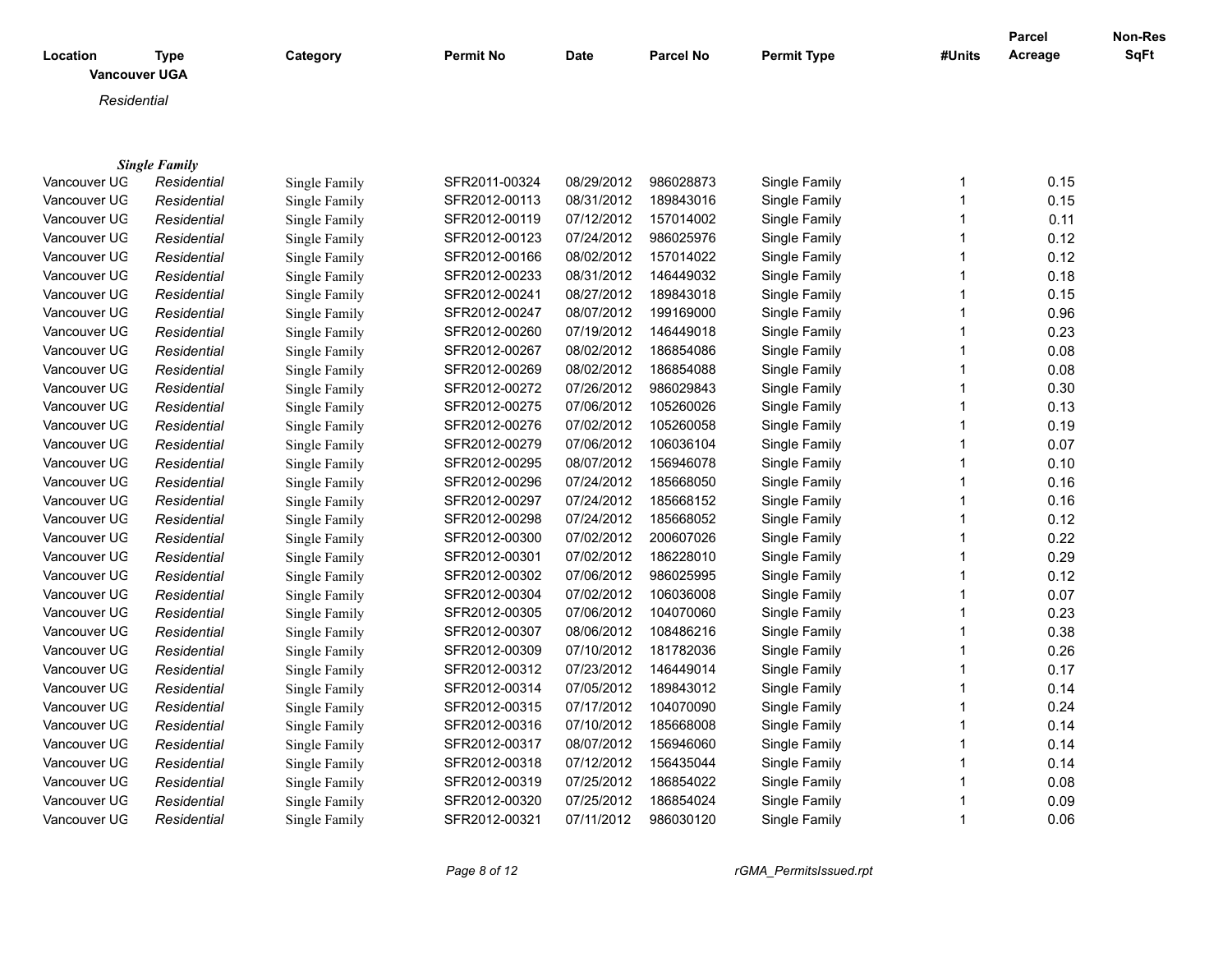| Location | Type | Category | Permit No | Date | Parcel No | Permit Type | #Units | Parcel Acreage | Non-Res SqFt |
|---|---|---|---|---|---|---|---|---|---|

**Vancouver UGA**

*Residential*

***Single Family***

| Location | Type | Category | Permit No | Date | Parcel No | Permit Type | #Units | Parcel Acreage | Non-Res SqFt |
|---|---|---|---|---|---|---|---|---|---|
| Vancouver UG | *Residential* | Single Family | SFR2011-00324 | 08/29/2012 | 986028873 | Single Family | 1 | 0.15 | |
| Vancouver UG | *Residential* | Single Family | SFR2012-00113 | 08/31/2012 | 189843016 | Single Family | 1 | 0.15 | |
| Vancouver UG | *Residential* | Single Family | SFR2012-00119 | 07/12/2012 | 157014002 | Single Family | 1 | 0.11 | |
| Vancouver UG | *Residential* | Single Family | SFR2012-00123 | 07/24/2012 | 986025976 | Single Family | 1 | 0.12 | |
| Vancouver UG | *Residential* | Single Family | SFR2012-00166 | 08/02/2012 | 157014022 | Single Family | 1 | 0.12 | |
| Vancouver UG | *Residential* | Single Family | SFR2012-00233 | 08/31/2012 | 146449032 | Single Family | 1 | 0.18 | |
| Vancouver UG | *Residential* | Single Family | SFR2012-00241 | 08/27/2012 | 189843018 | Single Family | 1 | 0.15 | |
| Vancouver UG | *Residential* | Single Family | SFR2012-00247 | 08/07/2012 | 199169000 | Single Family | 1 | 0.96 | |
| Vancouver UG | *Residential* | Single Family | SFR2012-00260 | 07/19/2012 | 146449018 | Single Family | 1 | 0.23 | |
| Vancouver UG | *Residential* | Single Family | SFR2012-00267 | 08/02/2012 | 186854086 | Single Family | 1 | 0.08 | |
| Vancouver UG | *Residential* | Single Family | SFR2012-00269 | 08/02/2012 | 186854088 | Single Family | 1 | 0.08 | |
| Vancouver UG | *Residential* | Single Family | SFR2012-00272 | 07/26/2012 | 986029843 | Single Family | 1 | 0.30 | |
| Vancouver UG | *Residential* | Single Family | SFR2012-00275 | 07/06/2012 | 105260026 | Single Family | 1 | 0.13 | |
| Vancouver UG | *Residential* | Single Family | SFR2012-00276 | 07/02/2012 | 105260058 | Single Family | 1 | 0.19 | |
| Vancouver UG | *Residential* | Single Family | SFR2012-00279 | 07/06/2012 | 106036104 | Single Family | 1 | 0.07 | |
| Vancouver UG | *Residential* | Single Family | SFR2012-00295 | 08/07/2012 | 156946078 | Single Family | 1 | 0.10 | |
| Vancouver UG | *Residential* | Single Family | SFR2012-00296 | 07/24/2012 | 185668050 | Single Family | 1 | 0.16 | |
| Vancouver UG | *Residential* | Single Family | SFR2012-00297 | 07/24/2012 | 185668152 | Single Family | 1 | 0.16 | |
| Vancouver UG | *Residential* | Single Family | SFR2012-00298 | 07/24/2012 | 185668052 | Single Family | 1 | 0.12 | |
| Vancouver UG | *Residential* | Single Family | SFR2012-00300 | 07/02/2012 | 200607026 | Single Family | 1 | 0.22 | |
| Vancouver UG | *Residential* | Single Family | SFR2012-00301 | 07/02/2012 | 186228010 | Single Family | 1 | 0.29 | |
| Vancouver UG | *Residential* | Single Family | SFR2012-00302 | 07/06/2012 | 986025995 | Single Family | 1 | 0.12 | |
| Vancouver UG | *Residential* | Single Family | SFR2012-00304 | 07/02/2012 | 106036008 | Single Family | 1 | 0.07 | |
| Vancouver UG | *Residential* | Single Family | SFR2012-00305 | 07/06/2012 | 104070060 | Single Family | 1 | 0.23 | |
| Vancouver UG | *Residential* | Single Family | SFR2012-00307 | 08/06/2012 | 108486216 | Single Family | 1 | 0.38 | |
| Vancouver UG | *Residential* | Single Family | SFR2012-00309 | 07/10/2012 | 181782036 | Single Family | 1 | 0.26 | |
| Vancouver UG | *Residential* | Single Family | SFR2012-00312 | 07/23/2012 | 146449014 | Single Family | 1 | 0.17 | |
| Vancouver UG | *Residential* | Single Family | SFR2012-00314 | 07/05/2012 | 189843012 | Single Family | 1 | 0.14 | |
| Vancouver UG | *Residential* | Single Family | SFR2012-00315 | 07/17/2012 | 104070090 | Single Family | 1 | 0.24 | |
| Vancouver UG | *Residential* | Single Family | SFR2012-00316 | 07/10/2012 | 185668008 | Single Family | 1 | 0.14 | |
| Vancouver UG | *Residential* | Single Family | SFR2012-00317 | 08/07/2012 | 156946060 | Single Family | 1 | 0.14 | |
| Vancouver UG | *Residential* | Single Family | SFR2012-00318 | 07/12/2012 | 156435044 | Single Family | 1 | 0.14 | |
| Vancouver UG | *Residential* | Single Family | SFR2012-00319 | 07/25/2012 | 186854022 | Single Family | 1 | 0.08 | |
| Vancouver UG | *Residential* | Single Family | SFR2012-00320 | 07/25/2012 | 186854024 | Single Family | 1 | 0.09 | |
| Vancouver UG | *Residential* | Single Family | SFR2012-00321 | 07/11/2012 | 986030120 | Single Family | 1 | 0.06 | |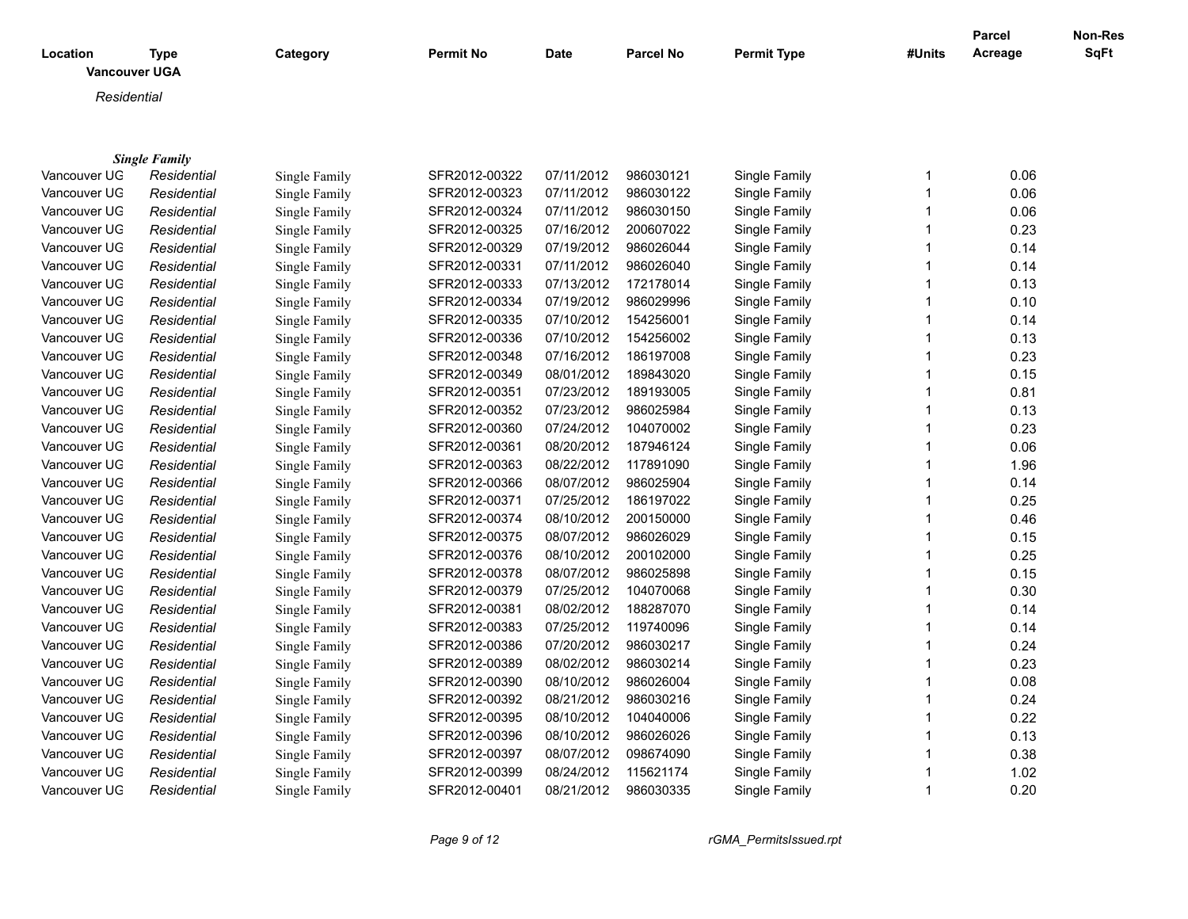| Location | Type | Category | Permit No | Date | Parcel No | Permit Type | #Units | Parcel Acreage | Non-Res SqFt |
|---|---|---|---|---|---|---|---|---|---|

**Vancouver UGA**

*Residential*

***Single Family***

| Location | Type | Category | Permit No | Date | Parcel No | Permit Type | #Units | Parcel Acreage | Non-Res SqFt |
|---|---|---|---|---|---|---|---|---|---|
| Vancouver UG | *Residential* | Single Family | SFR2012-00322 | 07/11/2012 | 986030121 | Single Family | 1 | 0.06 | |
| Vancouver UG | *Residential* | Single Family | SFR2012-00323 | 07/11/2012 | 986030122 | Single Family | 1 | 0.06 | |
| Vancouver UG | *Residential* | Single Family | SFR2012-00324 | 07/11/2012 | 986030150 | Single Family | 1 | 0.06 | |
| Vancouver UG | *Residential* | Single Family | SFR2012-00325 | 07/16/2012 | 200607022 | Single Family | 1 | 0.23 | |
| Vancouver UG | *Residential* | Single Family | SFR2012-00329 | 07/19/2012 | 986026044 | Single Family | 1 | 0.14 | |
| Vancouver UG | *Residential* | Single Family | SFR2012-00331 | 07/11/2012 | 986026040 | Single Family | 1 | 0.14 | |
| Vancouver UG | *Residential* | Single Family | SFR2012-00333 | 07/13/2012 | 172178014 | Single Family | 1 | 0.13 | |
| Vancouver UG | *Residential* | Single Family | SFR2012-00334 | 07/19/2012 | 986029996 | Single Family | 1 | 0.10 | |
| Vancouver UG | *Residential* | Single Family | SFR2012-00335 | 07/10/2012 | 154256001 | Single Family | 1 | 0.14 | |
| Vancouver UG | *Residential* | Single Family | SFR2012-00336 | 07/10/2012 | 154256002 | Single Family | 1 | 0.13 | |
| Vancouver UG | *Residential* | Single Family | SFR2012-00348 | 07/16/2012 | 186197008 | Single Family | 1 | 0.23 | |
| Vancouver UG | *Residential* | Single Family | SFR2012-00349 | 08/01/2012 | 189843020 | Single Family | 1 | 0.15 | |
| Vancouver UG | *Residential* | Single Family | SFR2012-00351 | 07/23/2012 | 189193005 | Single Family | 1 | 0.81 | |
| Vancouver UG | *Residential* | Single Family | SFR2012-00352 | 07/23/2012 | 986025984 | Single Family | 1 | 0.13 | |
| Vancouver UG | *Residential* | Single Family | SFR2012-00360 | 07/24/2012 | 104070002 | Single Family | 1 | 0.23 | |
| Vancouver UG | *Residential* | Single Family | SFR2012-00361 | 08/20/2012 | 187946124 | Single Family | 1 | 0.06 | |
| Vancouver UG | *Residential* | Single Family | SFR2012-00363 | 08/22/2012 | 117891090 | Single Family | 1 | 1.96 | |
| Vancouver UG | *Residential* | Single Family | SFR2012-00366 | 08/07/2012 | 986025904 | Single Family | 1 | 0.14 | |
| Vancouver UG | *Residential* | Single Family | SFR2012-00371 | 07/25/2012 | 186197022 | Single Family | 1 | 0.25 | |
| Vancouver UG | *Residential* | Single Family | SFR2012-00374 | 08/10/2012 | 200150000 | Single Family | 1 | 0.46 | |
| Vancouver UG | *Residential* | Single Family | SFR2012-00375 | 08/07/2012 | 986026029 | Single Family | 1 | 0.15 | |
| Vancouver UG | *Residential* | Single Family | SFR2012-00376 | 08/10/2012 | 200102000 | Single Family | 1 | 0.25 | |
| Vancouver UG | *Residential* | Single Family | SFR2012-00378 | 08/07/2012 | 986025898 | Single Family | 1 | 0.15 | |
| Vancouver UG | *Residential* | Single Family | SFR2012-00379 | 07/25/2012 | 104070068 | Single Family | 1 | 0.30 | |
| Vancouver UG | *Residential* | Single Family | SFR2012-00381 | 08/02/2012 | 188287070 | Single Family | 1 | 0.14 | |
| Vancouver UG | *Residential* | Single Family | SFR2012-00383 | 07/25/2012 | 119740096 | Single Family | 1 | 0.14 | |
| Vancouver UG | *Residential* | Single Family | SFR2012-00386 | 07/20/2012 | 986030217 | Single Family | 1 | 0.24 | |
| Vancouver UG | *Residential* | Single Family | SFR2012-00389 | 08/02/2012 | 986030214 | Single Family | 1 | 0.23 | |
| Vancouver UG | *Residential* | Single Family | SFR2012-00390 | 08/10/2012 | 986026004 | Single Family | 1 | 0.08 | |
| Vancouver UG | *Residential* | Single Family | SFR2012-00392 | 08/21/2012 | 986030216 | Single Family | 1 | 0.24 | |
| Vancouver UG | *Residential* | Single Family | SFR2012-00395 | 08/10/2012 | 104040006 | Single Family | 1 | 0.22 | |
| Vancouver UG | *Residential* | Single Family | SFR2012-00396 | 08/10/2012 | 986026026 | Single Family | 1 | 0.13 | |
| Vancouver UG | *Residential* | Single Family | SFR2012-00397 | 08/07/2012 | 098674090 | Single Family | 1 | 0.38 | |
| Vancouver UG | *Residential* | Single Family | SFR2012-00399 | 08/24/2012 | 115621174 | Single Family | 1 | 1.02 | |
| Vancouver UG | *Residential* | Single Family | SFR2012-00401 | 08/21/2012 | 986030335 | Single Family | 1 | 0.20 | |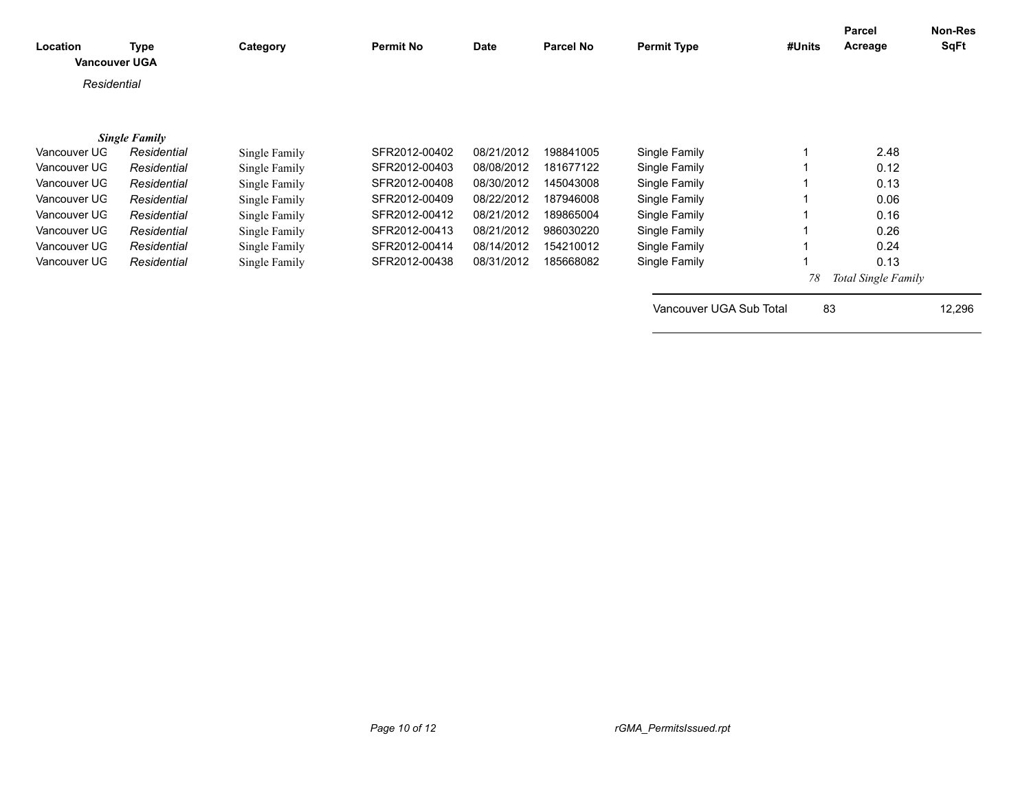| Location | Type | Category | Permit No | Date | Parcel No | Permit Type | #Units | Parcel Acreage | Non-Res SqFt |
|---|---|---|---|---|---|---|---|---|---|
| **Vancouver UGA** | | | | | | | | | |
| *Residential* | | | | | | | | | |
| | ***Single Family*** | | | | | | | | |
| Vancouver UG | *Residential* | Single Family | SFR2012-00402 | 08/21/2012 | 198841005 | Single Family | 1 | 2.48 | |
| Vancouver UG | *Residential* | Single Family | SFR2012-00403 | 08/08/2012 | 181677122 | Single Family | 1 | 0.12 | |
| Vancouver UG | *Residential* | Single Family | SFR2012-00408 | 08/30/2012 | 145043008 | Single Family | 1 | 0.13 | |
| Vancouver UG | *Residential* | Single Family | SFR2012-00409 | 08/22/2012 | 187946008 | Single Family | 1 | 0.06 | |
| Vancouver UG | *Residential* | Single Family | SFR2012-00412 | 08/21/2012 | 189865004 | Single Family | 1 | 0.16 | |
| Vancouver UG | *Residential* | Single Family | SFR2012-00413 | 08/21/2012 | 986030220 | Single Family | 1 | 0.26 | |
| Vancouver UG | *Residential* | Single Family | SFR2012-00414 | 08/14/2012 | 154210012 | Single Family | 1 | 0.24 | |
| Vancouver UG | *Residential* | Single Family | SFR2012-00438 | 08/31/2012 | 185668082 | Single Family | 1 | 0.13 | |
| | | | | | | | *78* | *Total Single Family* | |
| | | | | | | Vancouver UGA Sub Total | 83 | | 12,296 |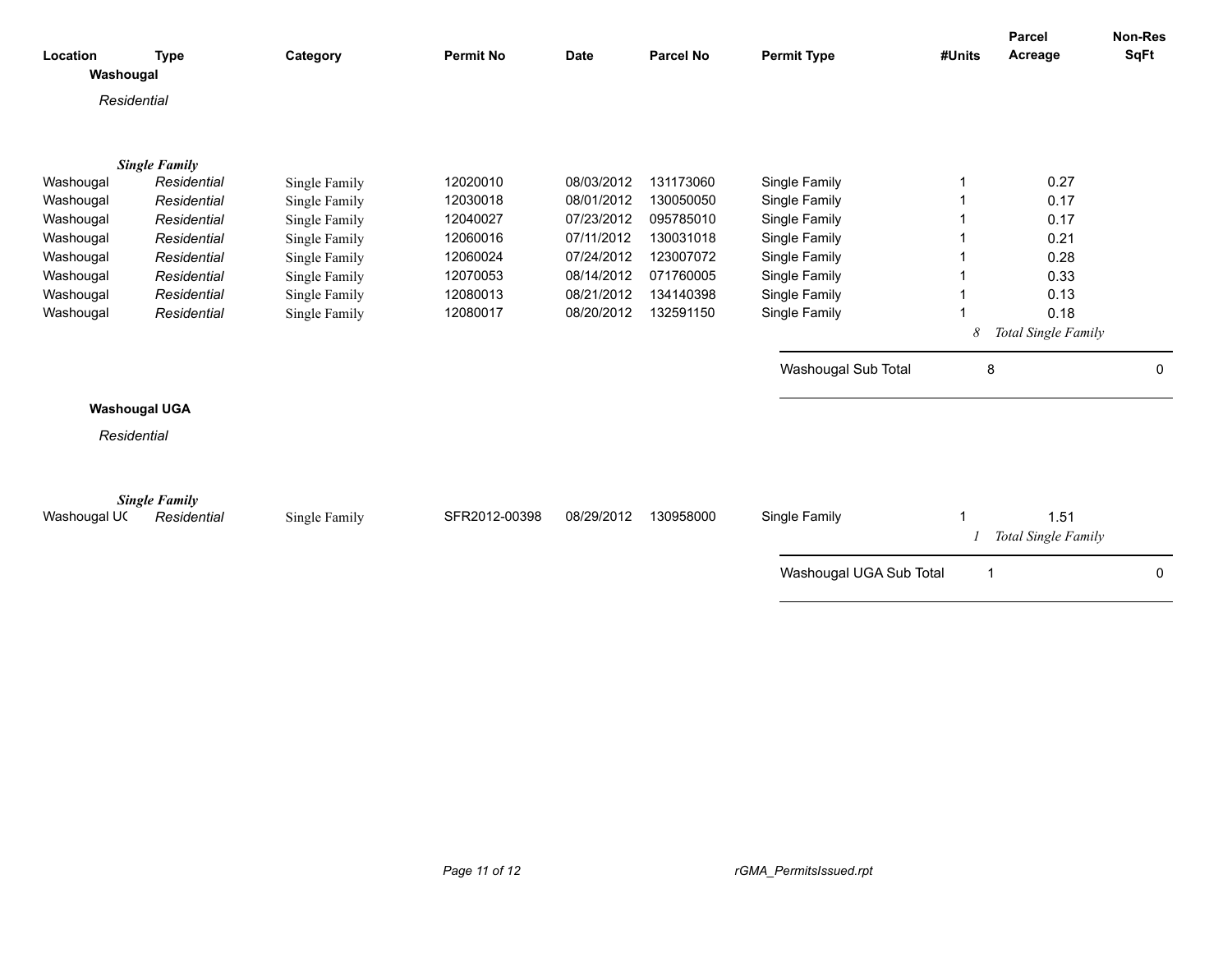| Location | Type | Category | Permit No | Date | Parcel No | Permit Type | #Units | Parcel Acreage | Non-Res SqFt |
|---|---|---|---|---|---|---|---|---|---|
| **Washougal** | | | | | | | | | |
| *Residential* | | | | | | | | | |
| | ***Single Family*** | | | | | | | | |
| Washougal | *Residential* | Single Family | 12020010 | 08/03/2012 | 131173060 | Single Family | 1 | 0.27 | |
| Washougal | *Residential* | Single Family | 12030018 | 08/01/2012 | 130050050 | Single Family | 1 | 0.17 | |
| Washougal | *Residential* | Single Family | 12040027 | 07/23/2012 | 095785010 | Single Family | 1 | 0.17 | |
| Washougal | *Residential* | Single Family | 12060016 | 07/11/2012 | 130031018 | Single Family | 1 | 0.21 | |
| Washougal | *Residential* | Single Family | 12060024 | 07/24/2012 | 123007072 | Single Family | 1 | 0.28 | |
| Washougal | *Residential* | Single Family | 12070053 | 08/14/2012 | 071760005 | Single Family | 1 | 0.33 | |
| Washougal | *Residential* | Single Family | 12080013 | 08/21/2012 | 134140398 | Single Family | 1 | 0.13 | |
| Washougal | *Residential* | Single Family | 12080017 | 08/20/2012 | 132591150 | Single Family | 1 | 0.18 | |
| | | | | | | | *8* | *Total Single Family* | |
| | | | | | | Washougal Sub Total | 8 | | 0 |
| **Washougal UGA** | | | | | | | | | |
| *Residential* | | | | | | | | | |
| | ***Single Family*** | | | | | | | | |
| Washougal U( | *Residential* | Single Family | SFR2012-00398 | 08/29/2012 | 130958000 | Single Family | 1 | 1.51 | |
| | | | | | | | *1* | *Total Single Family* | |
| | | | | | | Washougal UGA Sub Total | 1 | | 0 |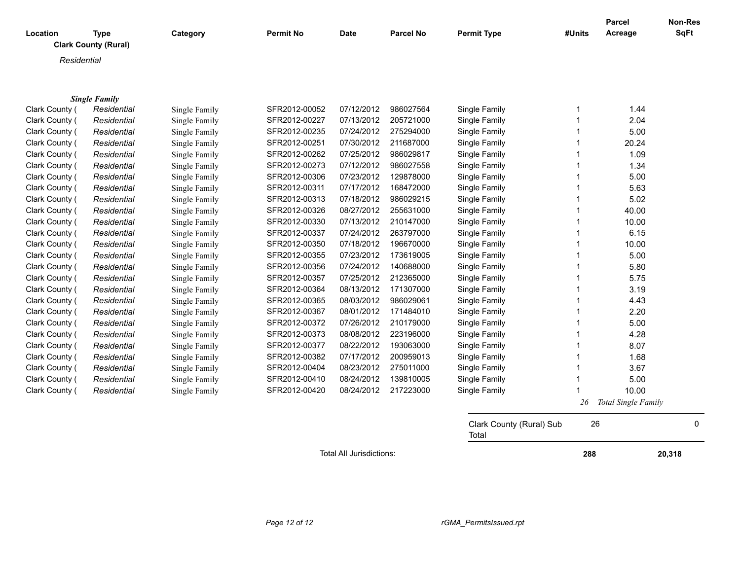| Location | Type | Category | Permit No | Date | Parcel No | Permit Type | #Units | Parcel Acreage | Non-Res SqFt |
|---|---|---|---|---|---|---|---|---|---|
| **Clark County (Rural)** | | | | | | | | | |
| *Residential* | | | | | | | | | |
| ***Single Family*** | | | | | | | | | |
| Clark County ( | *Residential* | Single Family | SFR2012-00052 | 07/12/2012 | 986027564 | Single Family | 1 | 1.44 | |
| Clark County ( | *Residential* | Single Family | SFR2012-00227 | 07/13/2012 | 205721000 | Single Family | 1 | 2.04 | |
| Clark County ( | *Residential* | Single Family | SFR2012-00235 | 07/24/2012 | 275294000 | Single Family | 1 | 5.00 | |
| Clark County ( | *Residential* | Single Family | SFR2012-00251 | 07/30/2012 | 211687000 | Single Family | 1 | 20.24 | |
| Clark County ( | *Residential* | Single Family | SFR2012-00262 | 07/25/2012 | 986029817 | Single Family | 1 | 1.09 | |
| Clark County ( | *Residential* | Single Family | SFR2012-00273 | 07/12/2012 | 986027558 | Single Family | 1 | 1.34 | |
| Clark County ( | *Residential* | Single Family | SFR2012-00306 | 07/23/2012 | 129878000 | Single Family | 1 | 5.00 | |
| Clark County ( | *Residential* | Single Family | SFR2012-00311 | 07/17/2012 | 168472000 | Single Family | 1 | 5.63 | |
| Clark County ( | *Residential* | Single Family | SFR2012-00313 | 07/18/2012 | 986029215 | Single Family | 1 | 5.02 | |
| Clark County ( | *Residential* | Single Family | SFR2012-00326 | 08/27/2012 | 255631000 | Single Family | 1 | 40.00 | |
| Clark County ( | *Residential* | Single Family | SFR2012-00330 | 07/13/2012 | 210147000 | Single Family | 1 | 10.00 | |
| Clark County ( | *Residential* | Single Family | SFR2012-00337 | 07/24/2012 | 263797000 | Single Family | 1 | 6.15 | |
| Clark County ( | *Residential* | Single Family | SFR2012-00350 | 07/18/2012 | 196670000 | Single Family | 1 | 10.00 | |
| Clark County ( | *Residential* | Single Family | SFR2012-00355 | 07/23/2012 | 173619005 | Single Family | 1 | 5.00 | |
| Clark County ( | *Residential* | Single Family | SFR2012-00356 | 07/24/2012 | 140688000 | Single Family | 1 | 5.80 | |
| Clark County ( | *Residential* | Single Family | SFR2012-00357 | 07/25/2012 | 212365000 | Single Family | 1 | 5.75 | |
| Clark County ( | *Residential* | Single Family | SFR2012-00364 | 08/13/2012 | 171307000 | Single Family | 1 | 3.19 | |
| Clark County ( | *Residential* | Single Family | SFR2012-00365 | 08/03/2012 | 986029061 | Single Family | 1 | 4.43 | |
| Clark County ( | *Residential* | Single Family | SFR2012-00367 | 08/01/2012 | 171484010 | Single Family | 1 | 2.20 | |
| Clark County ( | *Residential* | Single Family | SFR2012-00372 | 07/26/2012 | 210179000 | Single Family | 1 | 5.00 | |
| Clark County ( | *Residential* | Single Family | SFR2012-00373 | 08/08/2012 | 223196000 | Single Family | 1 | 4.28 | |
| Clark County ( | *Residential* | Single Family | SFR2012-00377 | 08/22/2012 | 193063000 | Single Family | 1 | 8.07 | |
| Clark County ( | *Residential* | Single Family | SFR2012-00382 | 07/17/2012 | 200959013 | Single Family | 1 | 1.68 | |
| Clark County ( | *Residential* | Single Family | SFR2012-00404 | 08/23/2012 | 275011000 | Single Family | 1 | 3.67 | |
| Clark County ( | *Residential* | Single Family | SFR2012-00410 | 08/24/2012 | 139810005 | Single Family | 1 | 5.00 | |
| Clark County ( | *Residential* | Single Family | SFR2012-00420 | 08/24/2012 | 217223000 | Single Family | 1 | 10.00 | |
| | | | | | | | *26* | *Total Single Family* | |
| | | | | | | Clark County (Rural) Sub Total | 26 | | 0 |
| | | | | Total All Jurisdictions: | | | **288** | | **20,318** |